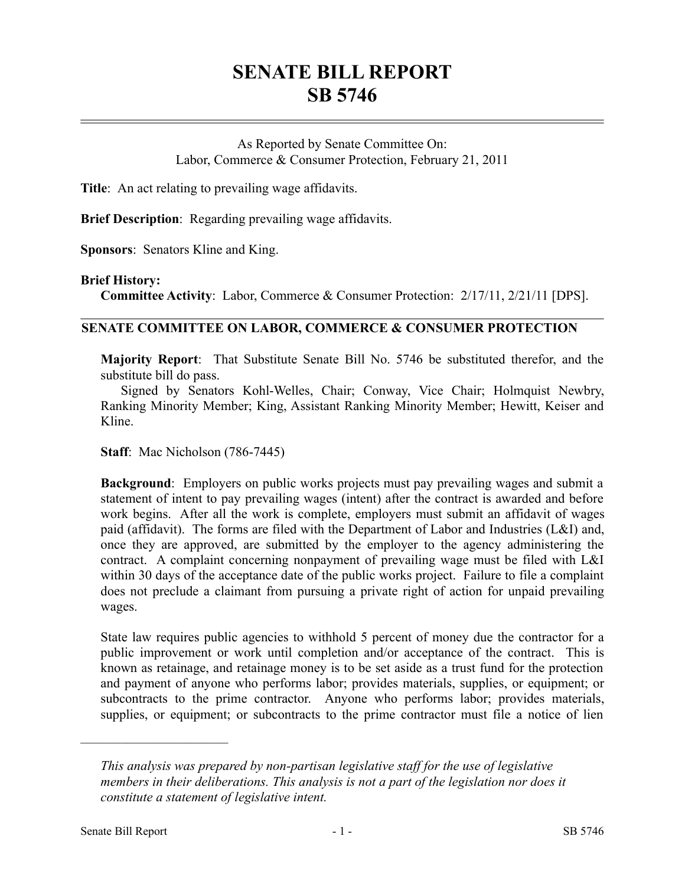# SENATE BILL REPORT
# SB 5746

As Reported by Senate Committee On:
Labor, Commerce & Consumer Protection, February 21, 2011

**Title**: An act relating to prevailing wage affidavits.

**Brief Description**: Regarding prevailing wage affidavits.

**Sponsors**: Senators Kline and King.

**Brief History:**

**Committee Activity**: Labor, Commerce & Consumer Protection: 2/17/11, 2/21/11 [DPS].

## SENATE COMMITTEE ON LABOR, COMMERCE & CONSUMER PROTECTION

**Majority Report**: That Substitute Senate Bill No. 5746 be substituted therefor, and the substitute bill do pass.

Signed by Senators Kohl-Welles, Chair; Conway, Vice Chair; Holmquist Newbry, Ranking Minority Member; King, Assistant Ranking Minority Member; Hewitt, Keiser and Kline.

**Staff**: Mac Nicholson (786-7445)

**Background**: Employers on public works projects must pay prevailing wages and submit a statement of intent to pay prevailing wages (intent) after the contract is awarded and before work begins. After all the work is complete, employers must submit an affidavit of wages paid (affidavit). The forms are filed with the Department of Labor and Industries (L&I) and, once they are approved, are submitted by the employer to the agency administering the contract. A complaint concerning nonpayment of prevailing wage must be filed with L&I within 30 days of the acceptance date of the public works project. Failure to file a complaint does not preclude a claimant from pursuing a private right of action for unpaid prevailing wages.

State law requires public agencies to withhold 5 percent of money due the contractor for a public improvement or work until completion and/or acceptance of the contract. This is known as retainage, and retainage money is to be set aside as a trust fund for the protection and payment of anyone who performs labor; provides materials, supplies, or equipment; or subcontracts to the prime contractor. Anyone who performs labor; provides materials, supplies, or equipment; or subcontracts to the prime contractor must file a notice of lien

---

*This analysis was prepared by non-partisan legislative staff for the use of legislative members in their deliberations. This analysis is not a part of the legislation nor does it constitute a statement of legislative intent.*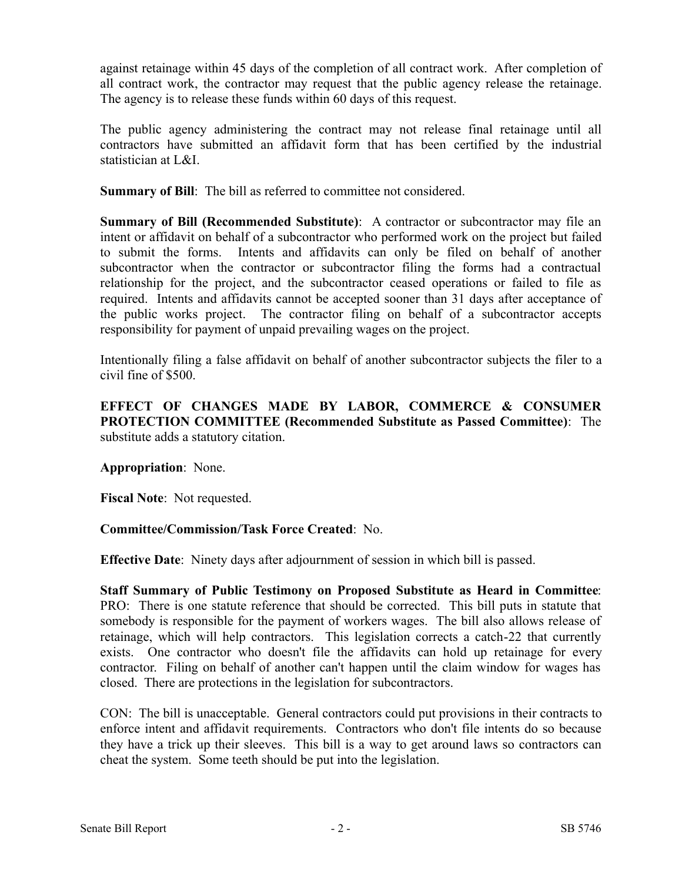against retainage within 45 days of the completion of all contract work. After completion of all contract work, the contractor may request that the public agency release the retainage. The agency is to release these funds within 60 days of this request.

The public agency administering the contract may not release final retainage until all contractors have submitted an affidavit form that has been certified by the industrial statistician at L&I.

**Summary of Bill**: The bill as referred to committee not considered.

**Summary of Bill (Recommended Substitute)**: A contractor or subcontractor may file an intent or affidavit on behalf of a subcontractor who performed work on the project but failed to submit the forms. Intents and affidavits can only be filed on behalf of another subcontractor when the contractor or subcontractor filing the forms had a contractual relationship for the project, and the subcontractor ceased operations or failed to file as required. Intents and affidavits cannot be accepted sooner than 31 days after acceptance of the public works project. The contractor filing on behalf of a subcontractor accepts responsibility for payment of unpaid prevailing wages on the project.

Intentionally filing a false affidavit on behalf of another subcontractor subjects the filer to a civil fine of $500.

**EFFECT OF CHANGES MADE BY LABOR, COMMERCE & CONSUMER PROTECTION COMMITTEE (Recommended Substitute as Passed Committee)**: The substitute adds a statutory citation.

**Appropriation**: None.

**Fiscal Note**: Not requested.

**Committee/Commission/Task Force Created**: No.

**Effective Date**: Ninety days after adjournment of session in which bill is passed.

**Staff Summary of Public Testimony on Proposed Substitute as Heard in Committee**: PRO: There is one statute reference that should be corrected. This bill puts in statute that somebody is responsible for the payment of workers wages. The bill also allows release of retainage, which will help contractors. This legislation corrects a catch-22 that currently exists. One contractor who doesn't file the affidavits can hold up retainage for every contractor. Filing on behalf of another can't happen until the claim window for wages has closed. There are protections in the legislation for subcontractors.

CON: The bill is unacceptable. General contractors could put provisions in their contracts to enforce intent and affidavit requirements. Contractors who don't file intents do so because they have a trick up their sleeves. This bill is a way to get around laws so contractors can cheat the system. Some teeth should be put into the legislation.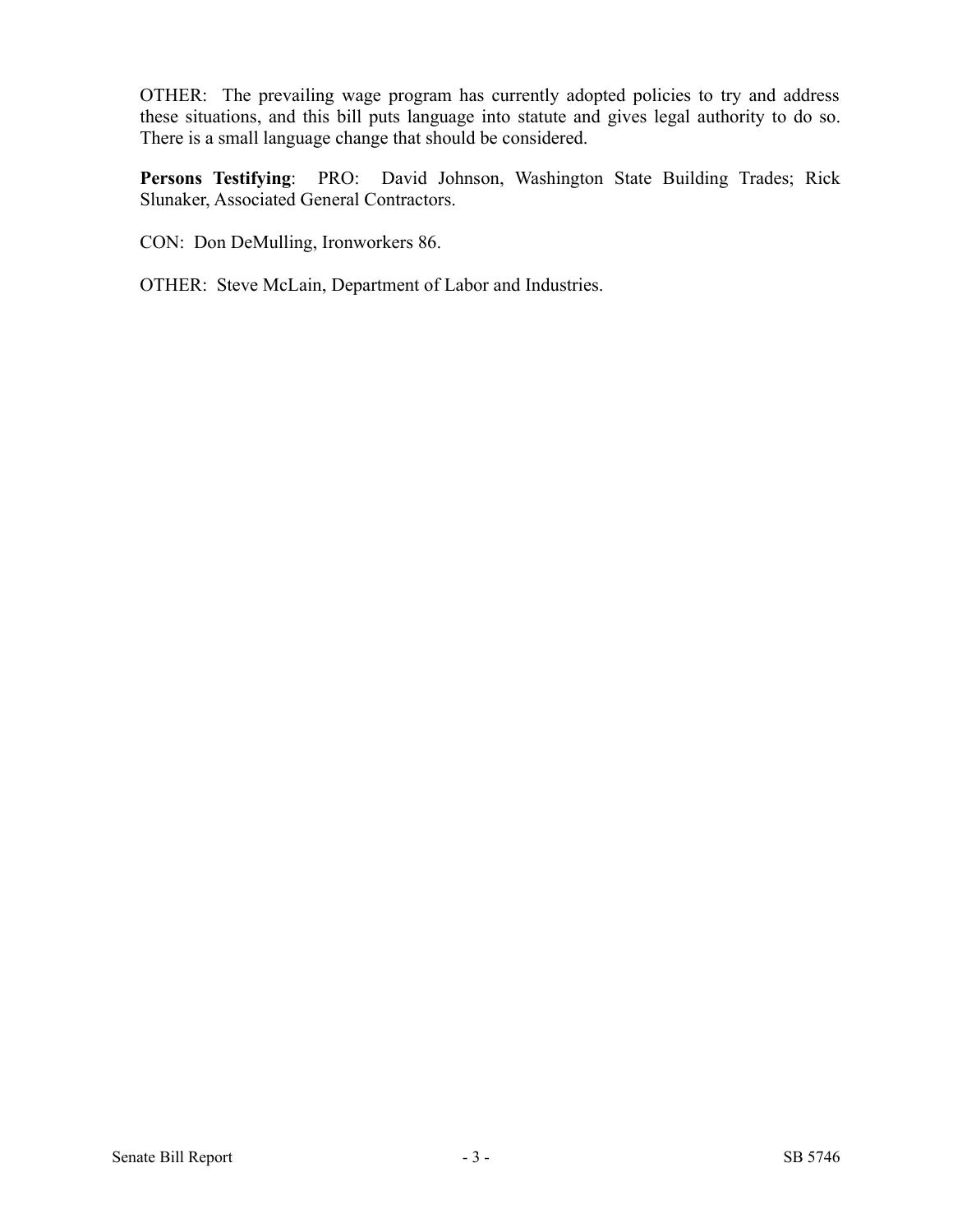OTHER: The prevailing wage program has currently adopted policies to try and address these situations, and this bill puts language into statute and gives legal authority to do so. There is a small language change that should be considered.

**Persons Testifying**: PRO: David Johnson, Washington State Building Trades; Rick Slunaker, Associated General Contractors.

CON: Don DeMulling, Ironworkers 86.

OTHER: Steve McLain, Department of Labor and Industries.